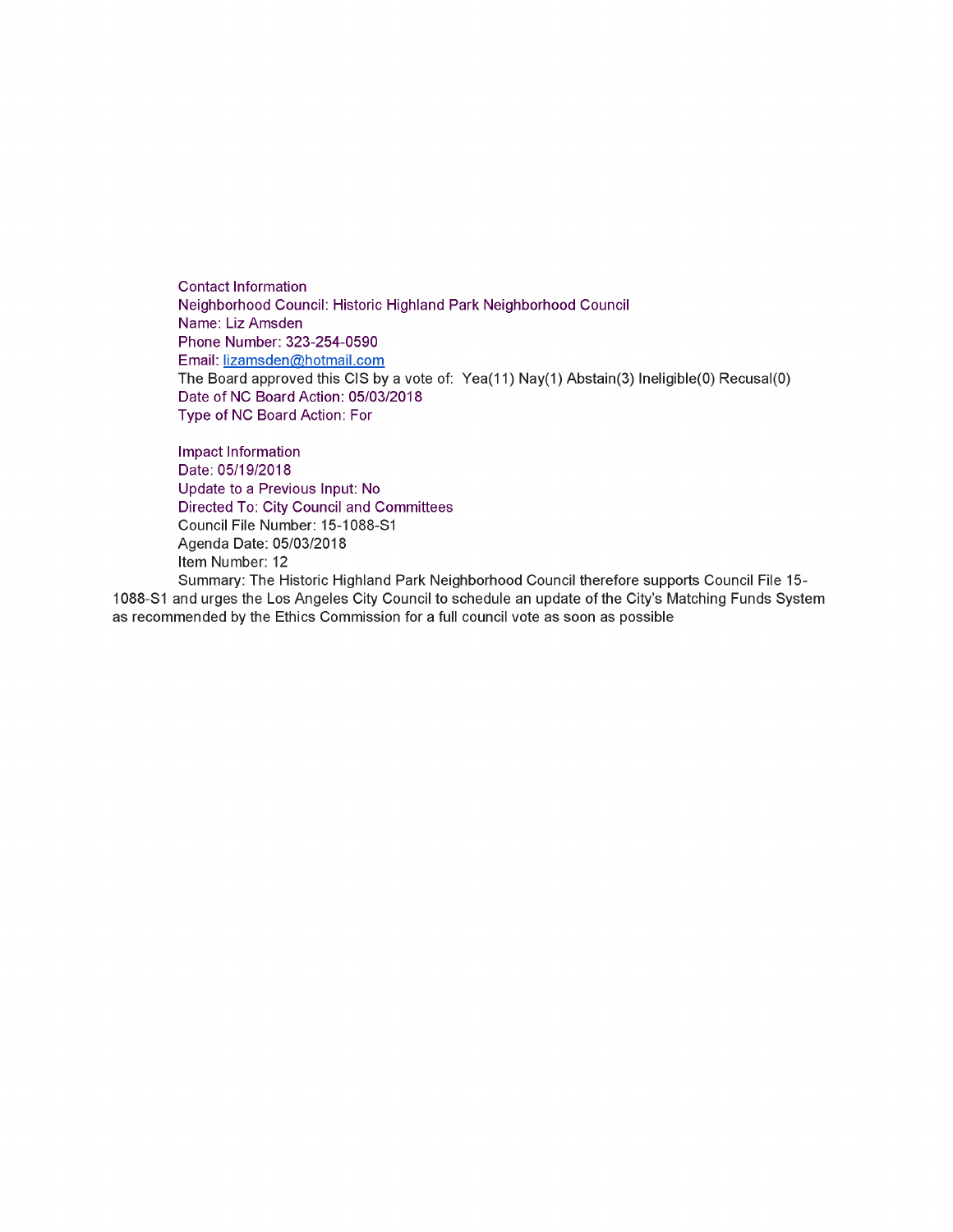Contact Information
Neighborhood Council: Historic Highland Park Neighborhood Council
Name: Liz Amsden
Phone Number: 323-254-0590
Email: lizamsden@hotmail.com
The Board approved this CIS by a vote of: Yea(11) Nay(1) Abstain(3) Ineligible(0) Recusal(0)
Date of NC Board Action: 05/03/2018
Type of NC Board Action: For

Impact Information
Date: 05/19/2018
Update to a Previous Input: No
Directed To: City Council and Committees
Council File Number: 15-1088-S1
Agenda Date: 05/03/2018
Item Number: 12
Summary: The Historic Highland Park Neighborhood Council therefore supports Council File 15-1088-S1 and urges the Los Angeles City Council to schedule an update of the City's Matching Funds System as recommended by the Ethics Commission for a full council vote as soon as possible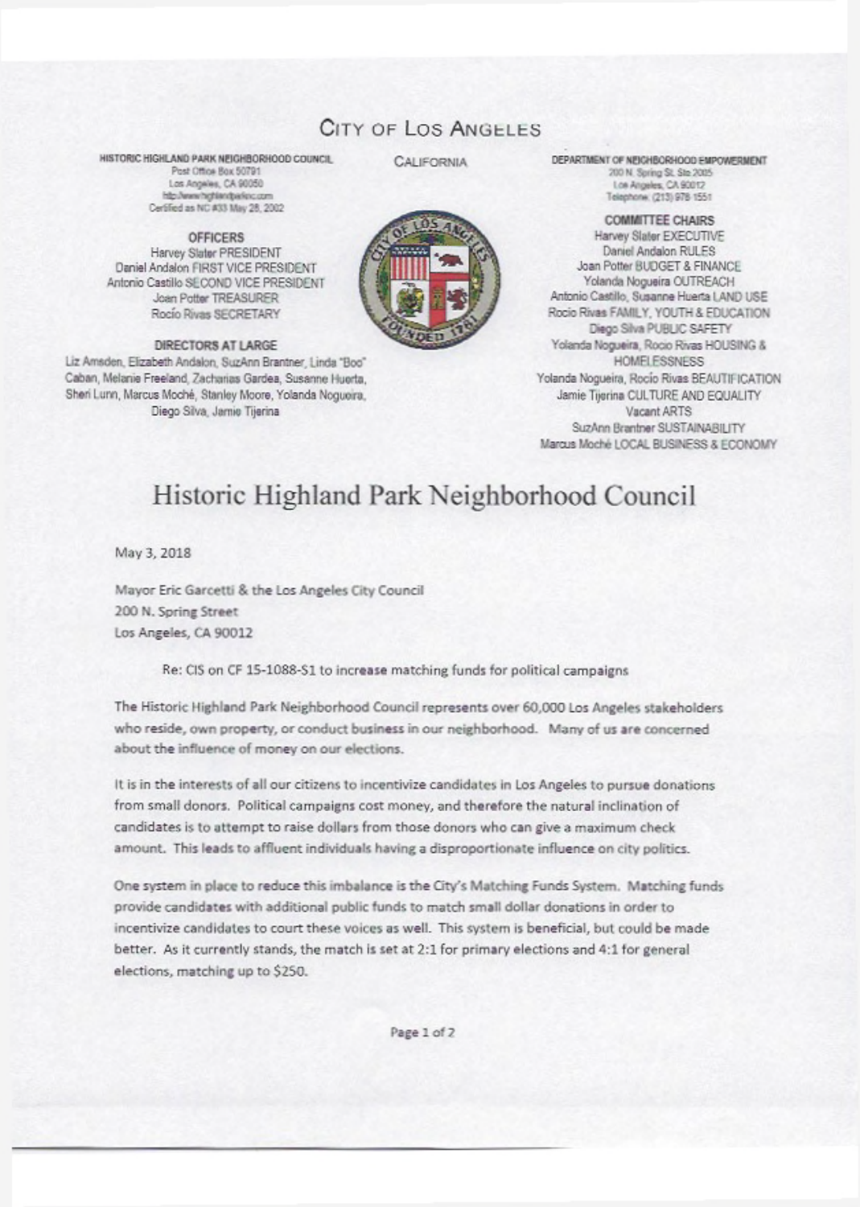CITY OF LOS ANGELES

CALIFORNIA

HISTORIC HIGHLAND PARK NEIGHBORHOOD COUNCIL
Post Office Box 50791
Los Angeles, CA 90050
http://www.highlandparknc.com
Certified as NC #33 May 28, 2002

**OFFICERS**
Harvey Slater PRESIDENT
Daniel Andalon FIRST VICE PRESIDENT
Antonio Castillo SECOND VICE PRESIDENT
Joan Potter TREASURER
Rocío Rivas SECRETARY

**DIRECTORS AT LARGE**
Liz Amsden, Elizabeth Andalon, SuzAnn Brantner, Linda "Boo" Caban, Melanie Freeland, Zacharias Gardea, Susanne Huerta, Sheri Lunn, Marcus Moché, Stanley Moore, Yolanda Nogueira, Diego Silva, Jamie Tijerina

DEPARTMENT OF NEIGHBORHOOD EMPOWERMENT
200 N. Spring St. Ste 2005
Los Angeles, CA 90012
Telephone: (213) 978-1551

**COMMITTEE CHAIRS**
Harvey Slater EXECUTIVE
Daniel Andalon RULES
Joan Potter BUDGET & FINANCE
Yolanda Nogueira OUTREACH
Antonio Castillo, Susanne Huerta LAND USE
Rocío Rivas FAMILY, YOUTH & EDUCATION
Diego Silva PUBLIC SAFETY
Yolanda Nogueira, Rocio Rivas HOUSING & HOMELESSNESS
Yolanda Nogueira, Rocío Rivas BEAUTIFICATION
Jamie Tijerina CULTURE AND EQUALITY
Vacant ARTS
SuzAnn Brantner SUSTAINABILITY
Marcus Moché LOCAL BUSINESS & ECONOMY

# Historic Highland Park Neighborhood Council

May 3, 2018

Mayor Eric Garcetti & the Los Angeles City Council
200 N. Spring Street
Los Angeles, CA 90012

Re: CIS on CF 15-1088-S1 to increase matching funds for political campaigns

The Historic Highland Park Neighborhood Council represents over 60,000 Los Angeles stakeholders who reside, own property, or conduct business in our neighborhood. Many of us are concerned about the influence of money on our elections.

It is in the interests of all our citizens to incentivize candidates in Los Angeles to pursue donations from small donors. Political campaigns cost money, and therefore the natural inclination of candidates is to attempt to raise dollars from those donors who can give a maximum check amount. This leads to affluent individuals having a disproportionate influence on city politics.

One system in place to reduce this imbalance is the City's Matching Funds System. Matching funds provide candidates with additional public funds to match small dollar donations in order to incentivize candidates to court these voices as well. This system is beneficial, but could be made better. As it currently stands, the match is set at 2:1 for primary elections and 4:1 for general elections, matching up to $250.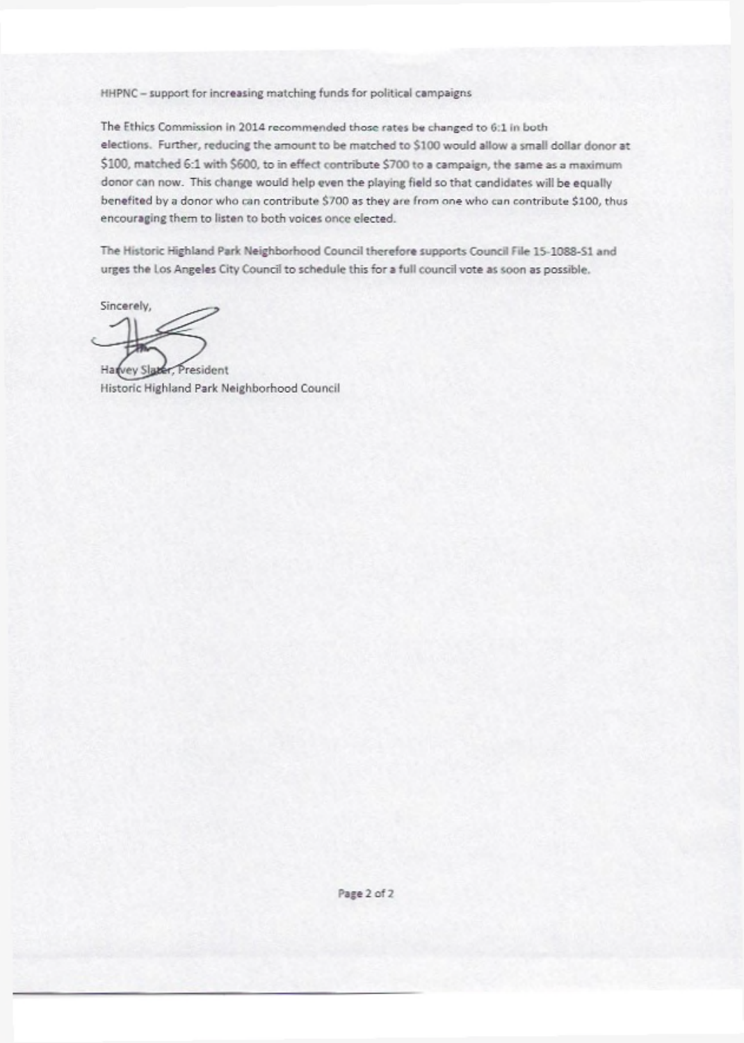The Ethics Commission in 2014 recommended those rates be changed to 6:1 in both elections. Further, reducing the amount to be matched to $100 would allow a small dollar donor at $100, matched 6:1 with $600, to in effect contribute $700 to a campaign, the same as a maximum donor can now. This change would help even the playing field so that candidates will be equally benefited by a donor who can contribute $700 as they are from one who can contribute $100, thus encouraging them to listen to both voices once elected.

The Historic Highland Park Neighborhood Council therefore supports Council File 15-1088-S1 and urges the Los Angeles City Council to schedule this for a full council vote as soon as possible.

Sincerely,

Harvey Slater, President
Historic Highland Park Neighborhood Council